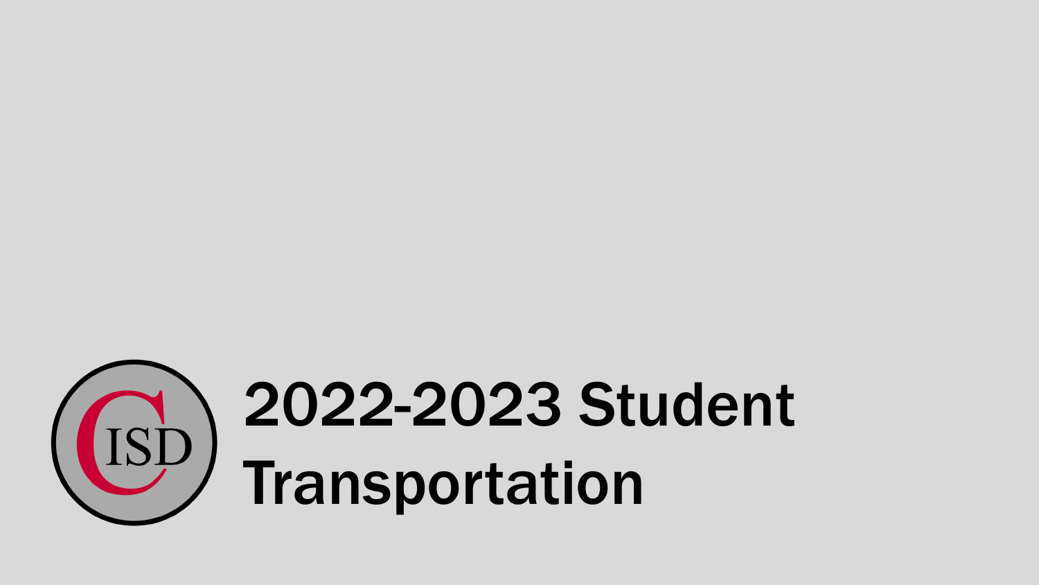# 2022-2023 Student Transportation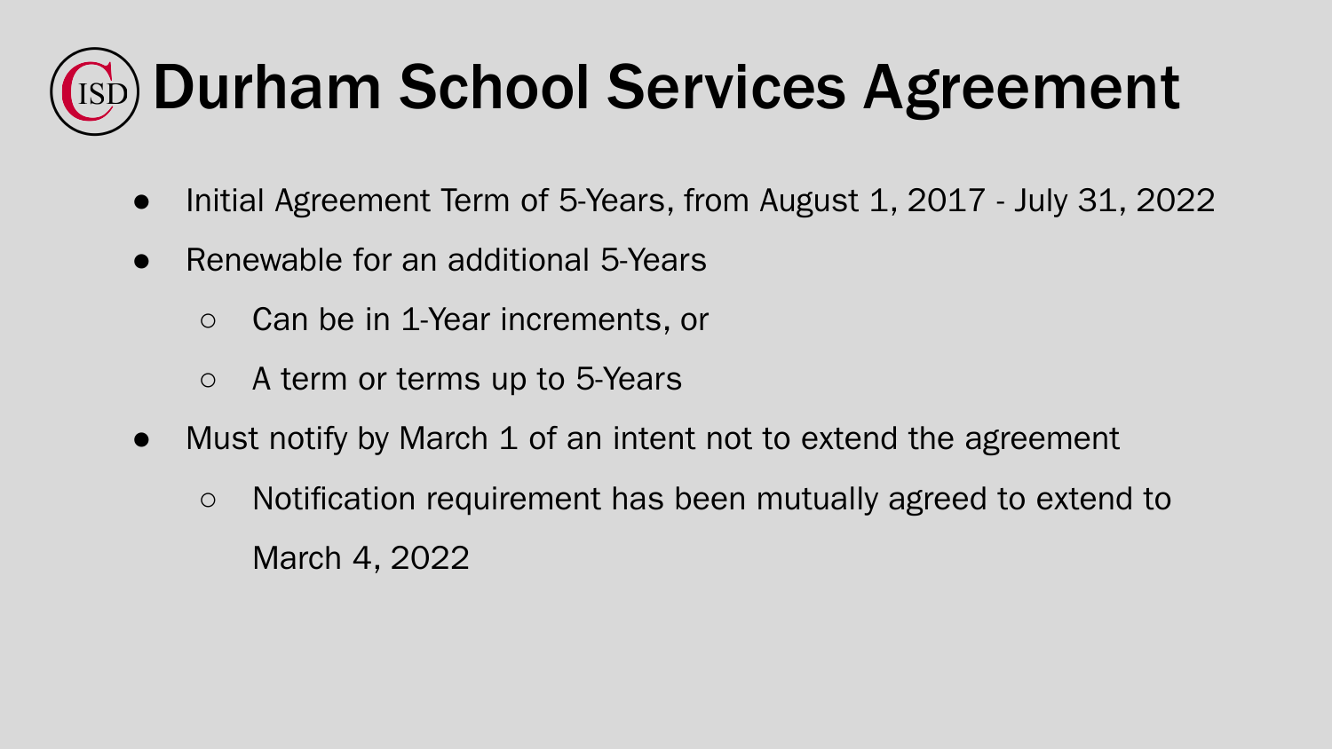# Durham School Services Agreement

- Initial Agreement Term of 5-Years, from August 1, 2017 - July 31, 2022
- Renewable for an additional 5-Years
  - Can be in 1-Year increments, or
  - A term or terms up to 5-Years
- Must notify by March 1 of an intent not to extend the agreement
  - Notification requirement has been mutually agreed to extend to March 4, 2022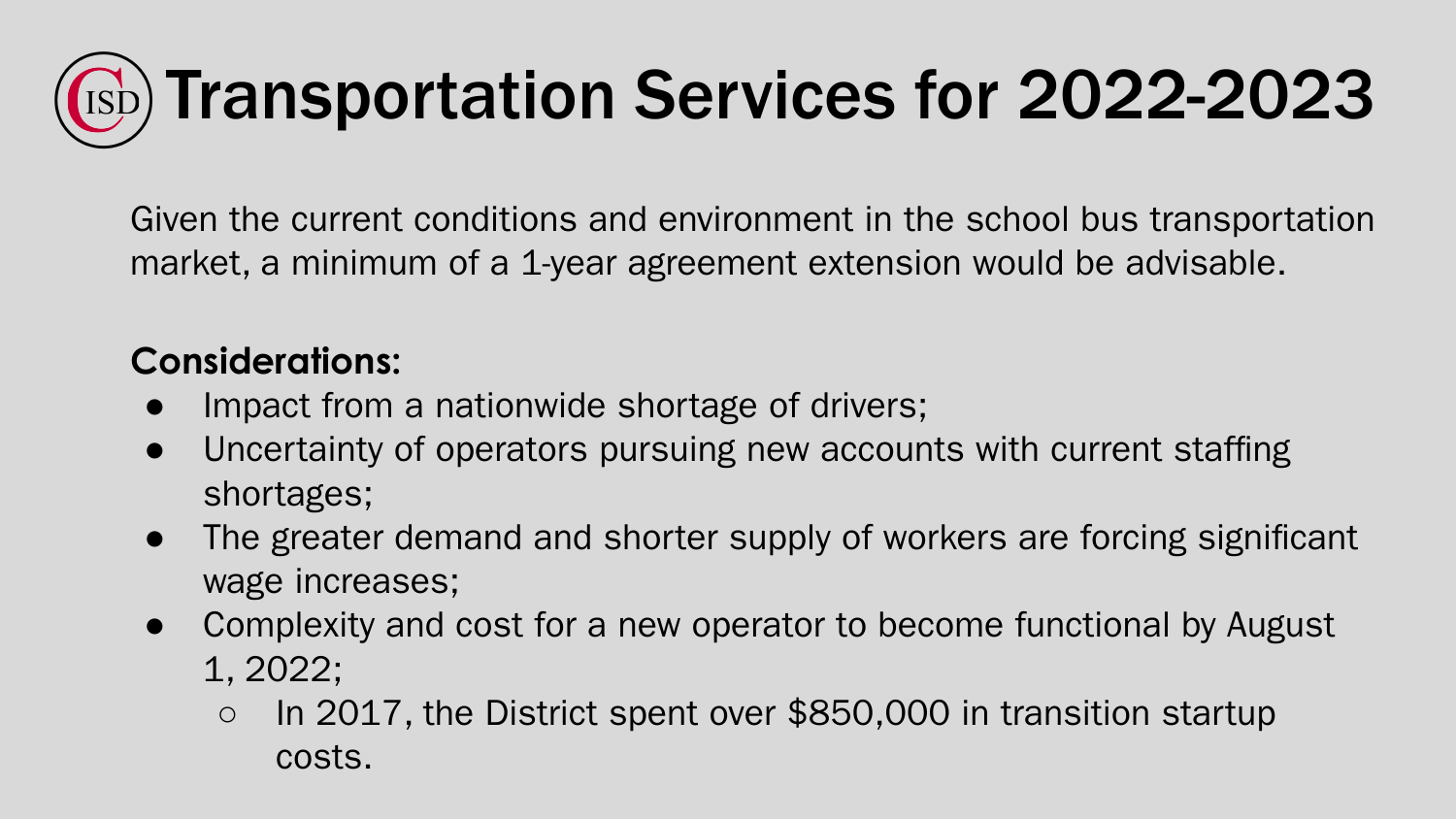# Transportation Services for 2022-2023

Given the current conditions and environment in the school bus transportation market, a minimum of a 1-year agreement extension would be advisable.

**Considerations:**

- Impact from a nationwide shortage of drivers;
- Uncertainty of operators pursuing new accounts with current staffing shortages;
- The greater demand and shorter supply of workers are forcing significant wage increases;
- Complexity and cost for a new operator to become functional by August 1, 2022;
  - In 2017, the District spent over $850,000 in transition startup costs.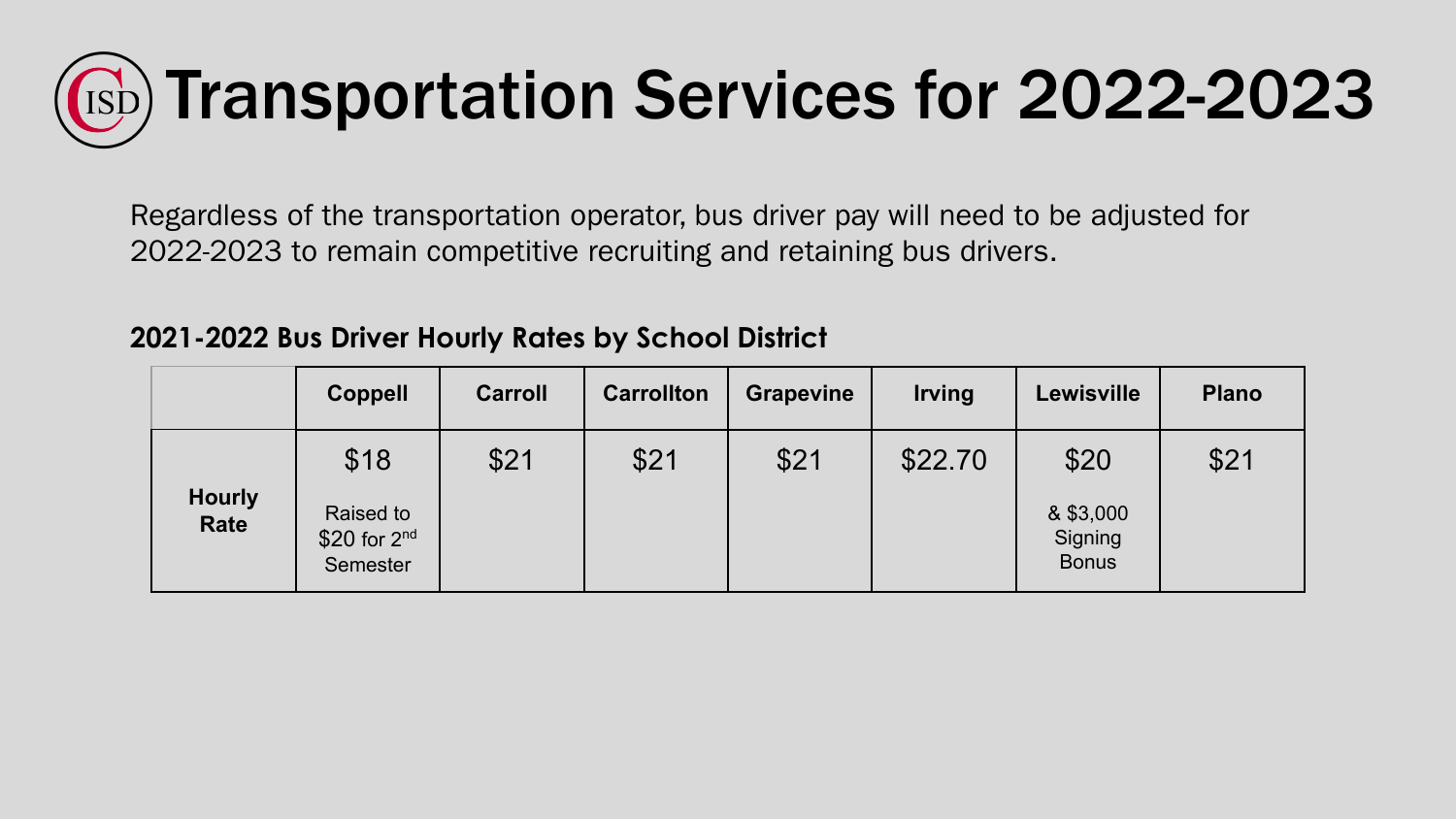# Transportation Services for 2022-2023

Regardless of the transportation operator, bus driver pay will need to be adjusted for 2022-2023 to remain competitive recruiting and retaining bus drivers.

**2021-2022 Bus Driver Hourly Rates by School District**

| | Coppell | Carroll | Carrollton | Grapevine | Irving | Lewisville | Plano |
|---|---|---|---|---|---|---|---|
| **Hourly Rate** | $18 Raised to $20 for 2nd Semester | $21 | $21 | $21 | $22.70 | $20 & $3,000 Signing Bonus | $21 |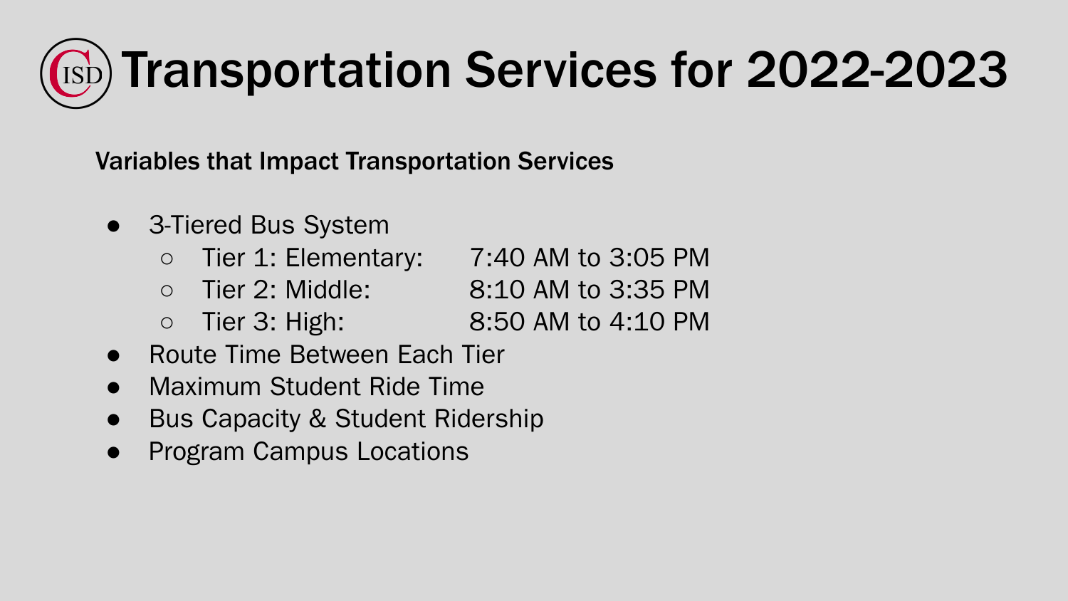# Transportation Services for 2022-2023

**Variables that Impact Transportation Services**

- 3-Tiered Bus System
  - Tier 1: Elementary: 7:40 AM to 3:05 PM
  - Tier 2: Middle: 8:10 AM to 3:35 PM
  - Tier 3: High: 8:50 AM to 4:10 PM
- Route Time Between Each Tier
- Maximum Student Ride Time
- Bus Capacity & Student Ridership
- Program Campus Locations